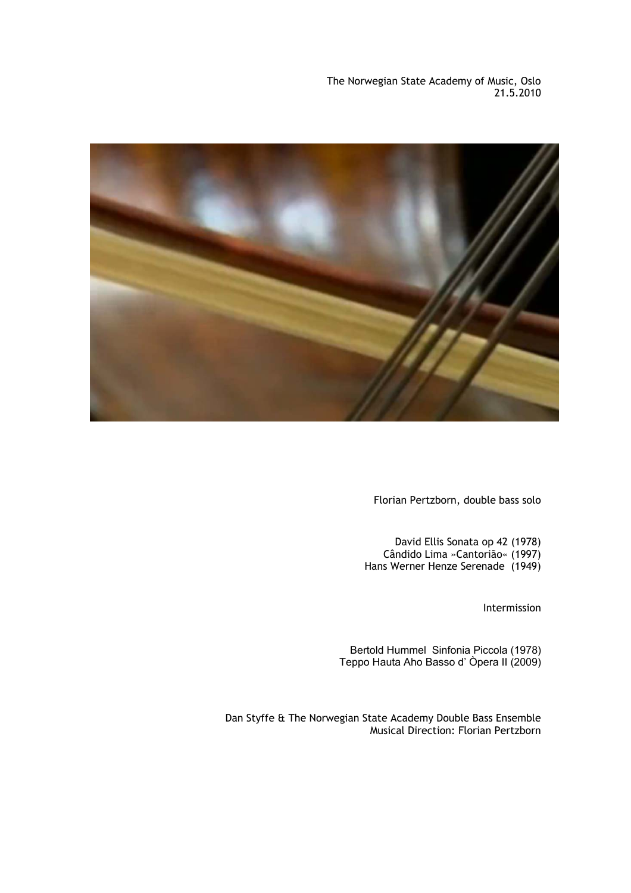The Norwegian State Academy of Music, Oslo
21.5.2010

Florian Pertzborn, double bass solo

David Ellis Sonata op 42 (1978)
Cândido Lima »Cantorião« (1997)
Hans Werner Henze Serenade (1949)

Intermission

Bertold Hummel Sinfonia Piccola (1978)
Teppo Hauta Aho Basso d' Òpera II (2009)

Dan Styffe & The Norwegian State Academy Double Bass Ensemble
Musical Direction: Florian Pertzborn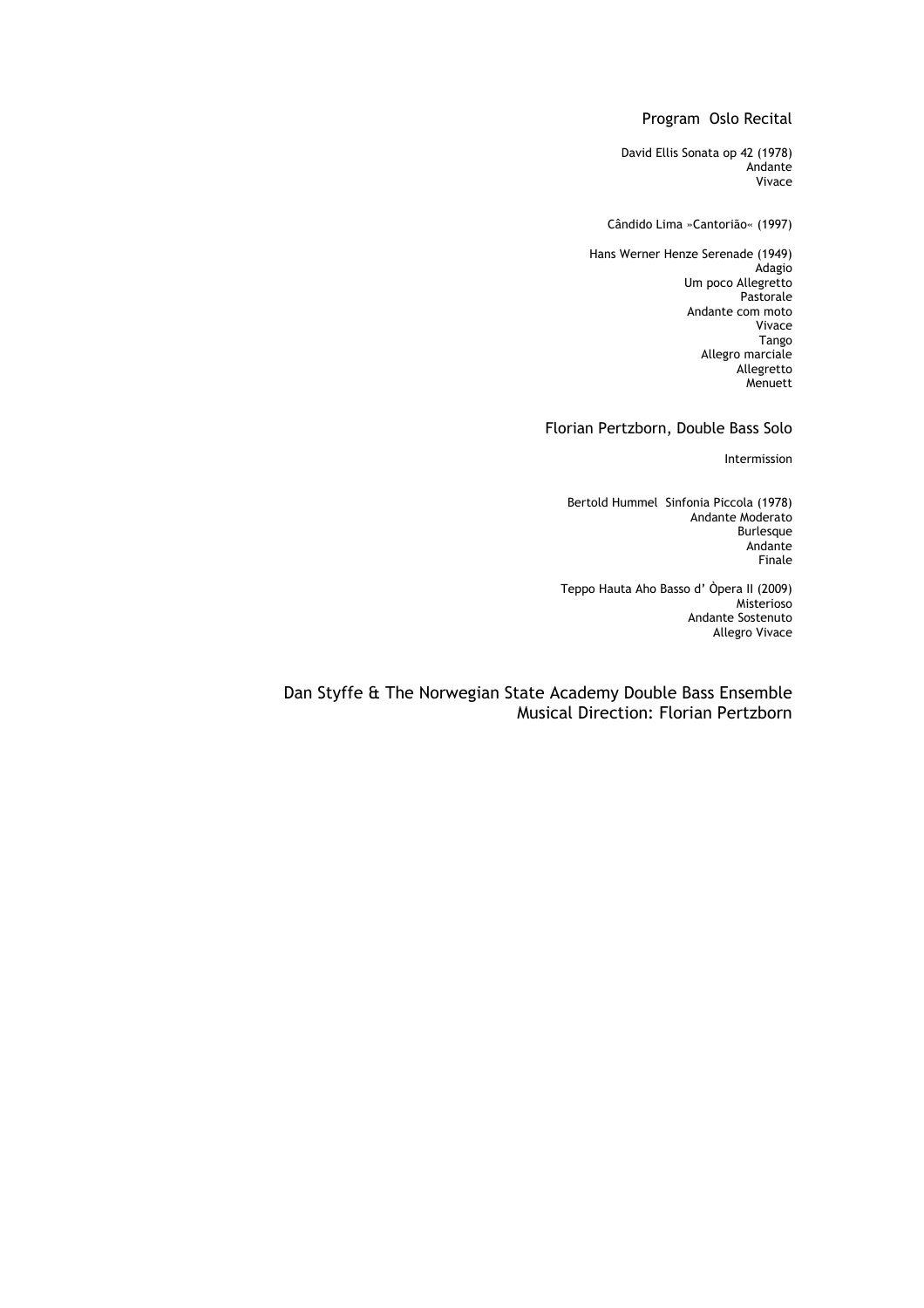# Program Oslo Recital

David Ellis Sonata op 42 (1978)
Andante
Vivace

Cândido Lima »Cantorião« (1997)

Hans Werner Henze Serenade (1949)
Adagio
Um poco Allegretto
Pastorale
Andante com moto
Vivace
Tango
Allegro marciale
Allegretto
Menuett

## Florian Pertzborn, Double Bass Solo

Intermission

Bertold Hummel Sinfonia Piccola (1978)
Andante Moderato
Burlesque
Andante
Finale

Teppo Hauta Aho Basso d' Òpera II (2009)
Misterioso
Andante Sostenuto
Allegro Vivace

## Dan Styffe & The Norwegian State Academy Double Bass Ensemble
## Musical Direction: Florian Pertzborn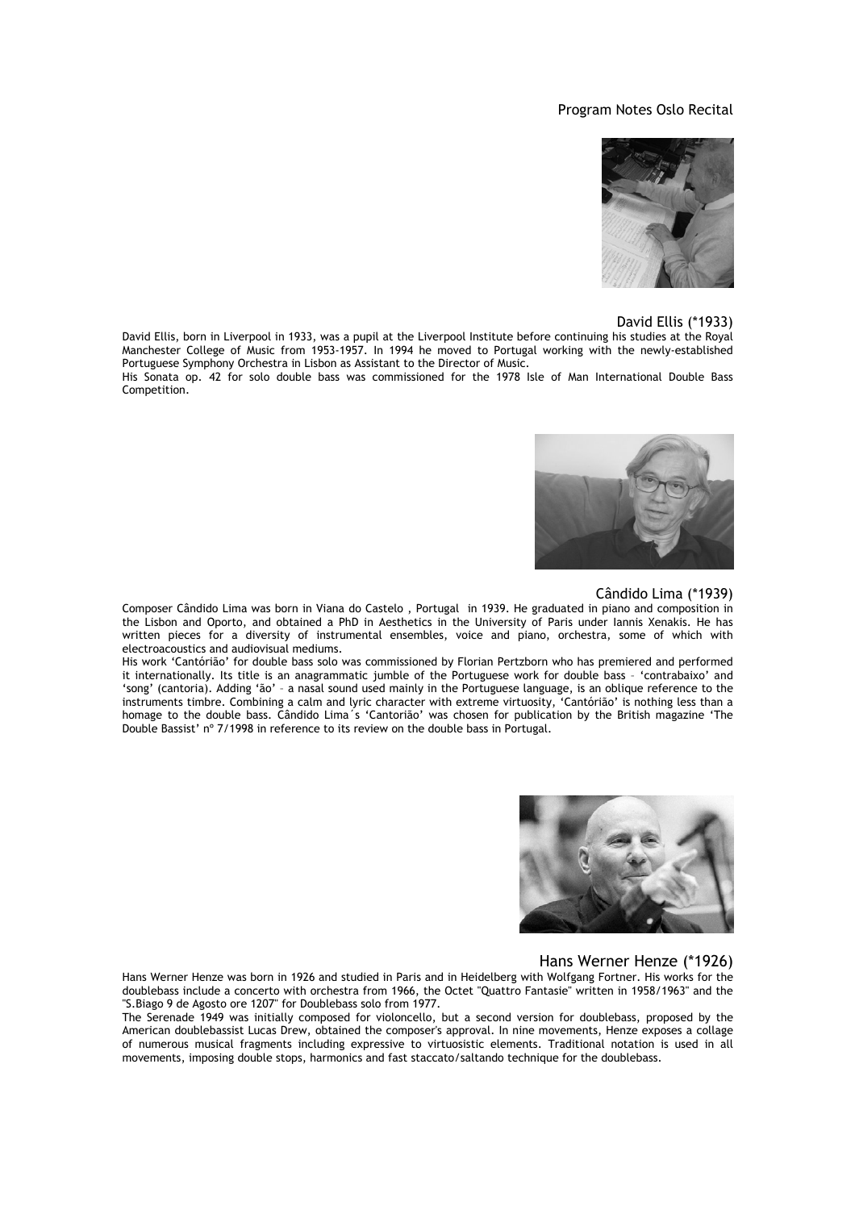# Program Notes Oslo Recital

## David Ellis (*1933)

David Ellis, born in Liverpool in 1933, was a pupil at the Liverpool Institute before continuing his studies at the Royal Manchester College of Music from 1953-1957. In 1994 he moved to Portugal working with the newly-established Portuguese Symphony Orchestra in Lisbon as Assistant to the Director of Music.
His Sonata op. 42 for solo double bass was commissioned for the 1978 Isle of Man International Double Bass Competition.

## Cândido Lima (*1939)

Composer Cândido Lima was born in Viana do Castelo , Portugal in 1939. He graduated in piano and composition in the Lisbon and Oporto, and obtained a PhD in Aesthetics in the University of Paris under Iannis Xenakis. He has written pieces for a diversity of instrumental ensembles, voice and piano, orchestra, some of which with electroacoustics and audiovisual mediums.
His work 'Cantórião' for double bass solo was commissioned by Florian Pertzborn who has premiered and performed it internationally. Its title is an anagrammatic jumble of the Portuguese work for double bass – 'contrabaixo' and 'song' (cantoria). Adding 'ão' – a nasal sound used mainly in the Portuguese language, is an oblique reference to the instruments timbre. Combining a calm and lyric character with extreme virtuosity, 'Cantórião' is nothing less than a homage to the double bass. Cândido Lima´s 'Cantorião' was chosen for publication by the British magazine 'The Double Bassist' nº 7/1998 in reference to its review on the double bass in Portugal.

## Hans Werner Henze (*1926)

Hans Werner Henze was born in 1926 and studied in Paris and in Heidelberg with Wolfgang Fortner. His works for the doublebass include a concerto with orchestra from 1966, the Octet "Quattro Fantasie" written in 1958/1963" and the "S.Biago 9 de Agosto ore 1207" for Doublebass solo from 1977.
The Serenade 1949 was initially composed for violoncello, but a second version for doublebass, proposed by the American doublebassist Lucas Drew, obtained the composer's approval. In nine movements, Henze exposes a collage of numerous musical fragments including expressive to virtuosistic elements. Traditional notation is used in all movements, imposing double stops, harmonics and fast staccato/saltando technique for the doublebass.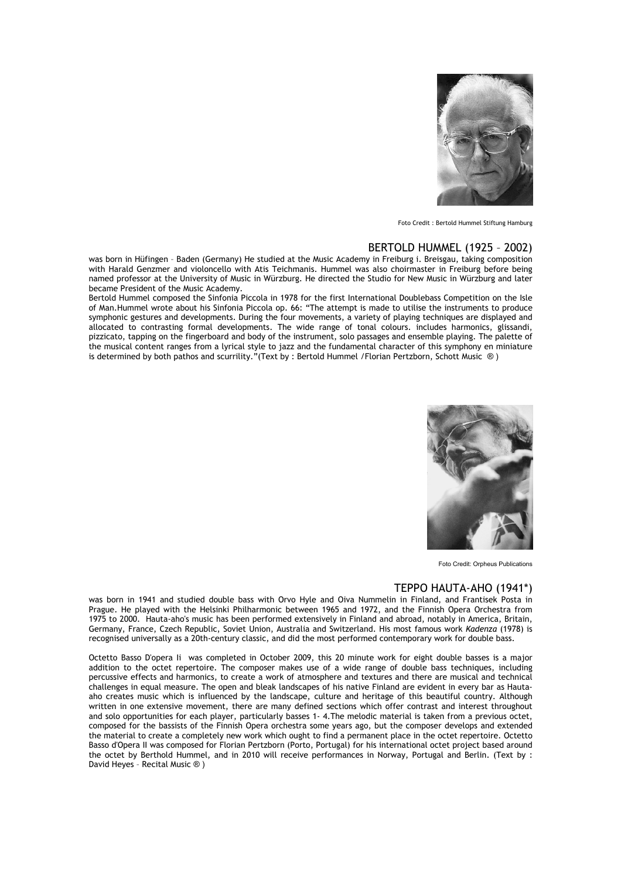Foto Credit : Bertold Hummel Stiftung Hamburg

## BERTOLD HUMMEL (1925 – 2002)

was born in Hüfingen – Baden (Germany) He studied at the Music Academy in Freiburg i. Breisgau, taking composition with Harald Genzmer and violoncello with Atis Teichmanis. Hummel was also choirmaster in Freiburg before being named professor at the University of Music in Würzburg. He directed the Studio for New Music in Würzburg and later became President of the Music Academy.

Bertold Hummel composed the Sinfonia Piccola in 1978 for the first International Doublebass Competition on the Isle of Man.Hummel wrote about his Sinfonia Piccola op. 66: "The attempt is made to utilise the instruments to produce symphonic gestures and developments. During the four movements, a variety of playing techniques are displayed and allocated to contrasting formal developments. The wide range of tonal colours. includes harmonics, glissandi, pizzicato, tapping on the fingerboard and body of the instrument, solo passages and ensemble playing. The palette of the musical content ranges from a lyrical style to jazz and the fundamental character of this symphony en miniature is determined by both pathos and scurrility."(Text by : Bertold Hummel /Florian Pertzborn, Schott Music ® )

Foto Credit: Orpheus Publications

## TEPPO HAUTA-AHO (1941*)

was born in 1941 and studied double bass with Orvo Hyle and Oiva Nummelin in Finland, and Frantisek Posta in Prague. He played with the Helsinki Philharmonic between 1965 and 1972, and the Finnish Opera Orchestra from 1975 to 2000. Hauta-aho's music has been performed extensively in Finland and abroad, notably in America, Britain, Germany, France, Czech Republic, Soviet Union, Australia and Switzerland. His most famous work *Kadenza* (1978) is recognised universally as a 20th-century classic, and did the most performed contemporary work for double bass.

Octetto Basso D'opera Ii was completed in October 2009, this 20 minute work for eight double basses is a major addition to the octet repertoire. The composer makes use of a wide range of double bass techniques, including percussive effects and harmonics, to create a work of atmosphere and textures and there are musical and technical challenges in equal measure. The open and bleak landscapes of his native Finland are evident in every bar as Hauta-aho creates music which is influenced by the landscape, culture and heritage of this beautiful country. Although written in one extensive movement, there are many defined sections which offer contrast and interest throughout and solo opportunities for each player, particularly basses 1- 4.The melodic material is taken from a previous octet, composed for the bassists of the Finnish Opera orchestra some years ago, but the composer develops and extended the material to create a completely new work which ought to find a permanent place in the octet repertoire. Octetto Basso d'Opera II was composed for Florian Pertzborn (Porto, Portugal) for his international octet project based around the octet by Berthold Hummel, and in 2010 will receive performances in Norway, Portugal and Berlin. (Text by : David Heyes – Recital Music ® )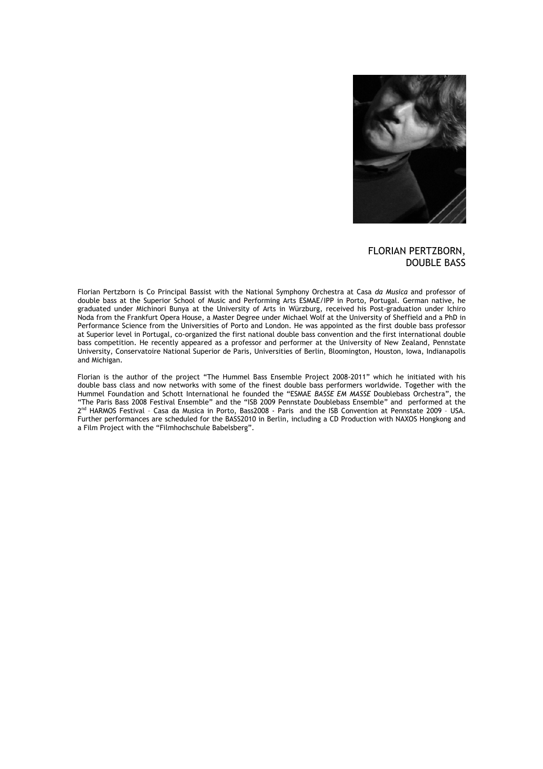## FLORIAN PERTZBORN, DOUBLE BASS

Florian Pertzborn is Co Principal Bassist with the National Symphony Orchestra at Casa *da Musica* and professor of double bass at the Superior School of Music and Performing Arts ESMAE/IPP in Porto, Portugal. German native, he graduated under Michinori Bunya at the University of Arts in Würzburg, received his Post-graduation under Ichiro Noda from the Frankfurt Opera House, a Master Degree under Michael Wolf at the University of Sheffield and a PhD in Performance Science from the Universities of Porto and London. He was appointed as the first double bass professor at Superior level in Portugal, co-organized the first national double bass convention and the first international double bass competition. He recently appeared as a professor and performer at the University of New Zealand, Pennstate University, Conservatoire National Superior de Paris, Universities of Berlin, Bloomington, Houston, Iowa, Indianapolis and Michigan.

Florian is the author of the project "The Hummel Bass Ensemble Project 2008-2011" which he initiated with his double bass class and now networks with some of the finest double bass performers worldwide. Together with the Hummel Foundation and Schott International he founded the "ESMAE *BASSE EM MASSE* Doublebass Orchestra", the "The Paris Bass 2008 Festival Ensemble" and the "ISB 2009 Pennstate Doublebass Ensemble" and performed at the 2nd HARMOS Festival – Casa da Musica in Porto, Bass2008 - Paris and the ISB Convention at Pennstate 2009 – USA. Further performances are scheduled for the BASS2010 in Berlin, including a CD Production with NAXOS Hongkong and a Film Project with the "Filmhochschule Babelsberg".